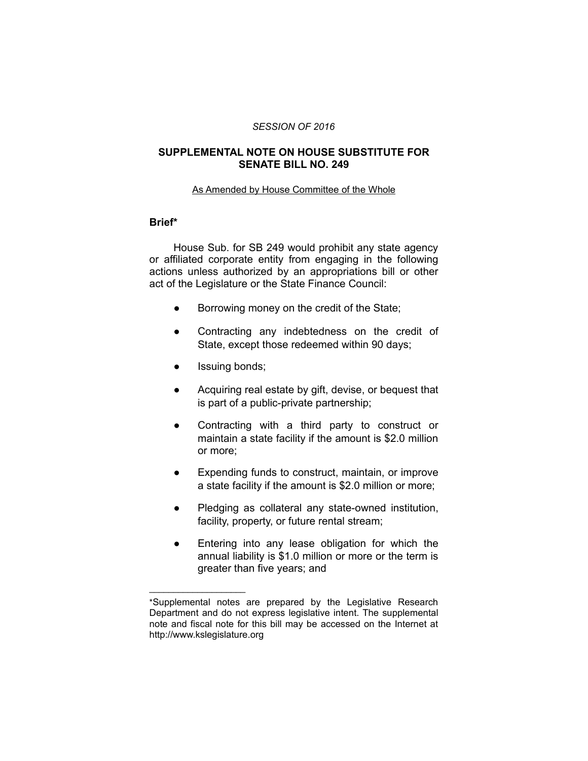*SESSION OF 2016*

## SUPPLEMENTAL NOTE ON HOUSE SUBSTITUTE FOR SENATE BILL NO. 249

As Amended by House Committee of the Whole

### Brief*

House Sub. for SB 249 would prohibit any state agency or affiliated corporate entity from engaging in the following actions unless authorized by an appropriations bill or other act of the Legislature or the State Finance Council:

- Borrowing money on the credit of the State;
- Contracting any indebtedness on the credit of State, except those redeemed within 90 days;
- Issuing bonds;
- Acquiring real estate by gift, devise, or bequest that is part of a public-private partnership;
- Contracting with a third party to construct or maintain a state facility if the amount is $2.0 million or more;
- Expending funds to construct, maintain, or improve a state facility if the amount is $2.0 million or more;
- Pledging as collateral any state-owned institution, facility, property, or future rental stream;
- Entering into any lease obligation for which the annual liability is $1.0 million or more or the term is greater than five years; and

---

*Supplemental notes are prepared by the Legislative Research Department and do not express legislative intent. The supplemental note and fiscal note for this bill may be accessed on the Internet at http://www.kslegislature.org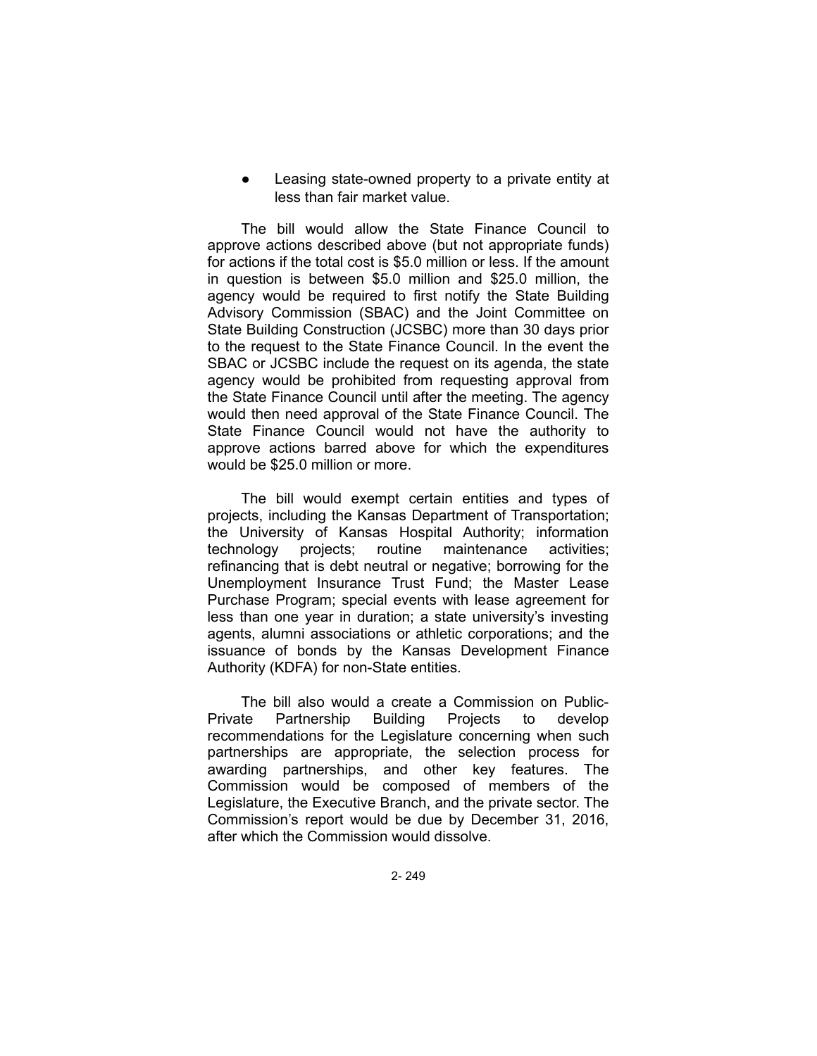- Leasing state-owned property to a private entity at less than fair market value.

The bill would allow the State Finance Council to approve actions described above (but not appropriate funds) for actions if the total cost is $5.0 million or less. If the amount in question is between $5.0 million and $25.0 million, the agency would be required to first notify the State Building Advisory Commission (SBAC) and the Joint Committee on State Building Construction (JCSBC) more than 30 days prior to the request to the State Finance Council. In the event the SBAC or JCSBC include the request on its agenda, the state agency would be prohibited from requesting approval from the State Finance Council until after the meeting. The agency would then need approval of the State Finance Council. The State Finance Council would not have the authority to approve actions barred above for which the expenditures would be $25.0 million or more.

The bill would exempt certain entities and types of projects, including the Kansas Department of Transportation; the University of Kansas Hospital Authority; information technology projects; routine maintenance activities; refinancing that is debt neutral or negative; borrowing for the Unemployment Insurance Trust Fund; the Master Lease Purchase Program; special events with lease agreement for less than one year in duration; a state university's investing agents, alumni associations or athletic corporations; and the issuance of bonds by the Kansas Development Finance Authority (KDFA) for non-State entities.

The bill also would a create a Commission on Public-Private Partnership Building Projects to develop recommendations for the Legislature concerning when such partnerships are appropriate, the selection process for awarding partnerships, and other key features. The Commission would be composed of members of the Legislature, the Executive Branch, and the private sector. The Commission's report would be due by December 31, 2016, after which the Commission would dissolve.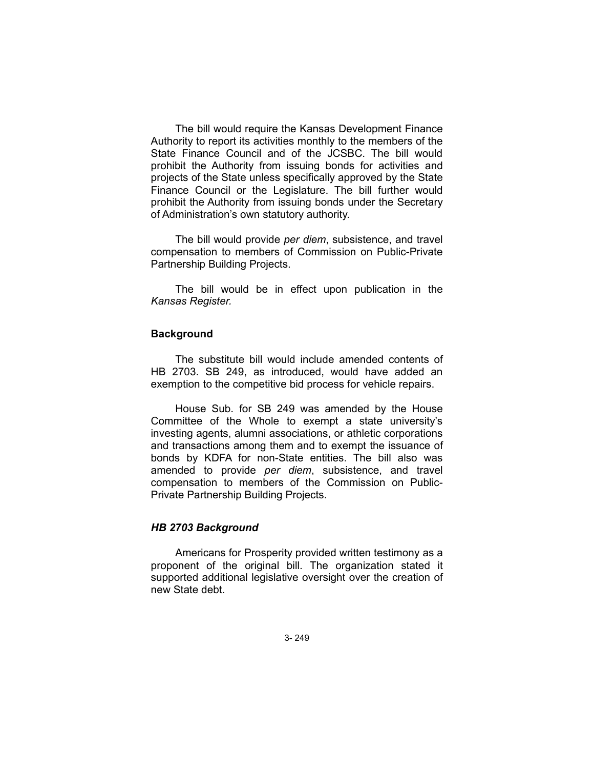The bill would require the Kansas Development Finance Authority to report its activities monthly to the members of the State Finance Council and of the JCSBC. The bill would prohibit the Authority from issuing bonds for activities and projects of the State unless specifically approved by the State Finance Council or the Legislature. The bill further would prohibit the Authority from issuing bonds under the Secretary of Administration's own statutory authority.

The bill would provide *per diem*, subsistence, and travel compensation to members of Commission on Public-Private Partnership Building Projects.

The bill would be in effect upon publication in the *Kansas Register.*

### Background

The substitute bill would include amended contents of HB 2703. SB 249, as introduced, would have added an exemption to the competitive bid process for vehicle repairs.

House Sub. for SB 249 was amended by the House Committee of the Whole to exempt a state university's investing agents, alumni associations, or athletic corporations and transactions among them and to exempt the issuance of bonds by KDFA for non-State entities. The bill also was amended to provide *per diem*, subsistence, and travel compensation to members of the Commission on Public-Private Partnership Building Projects.

#### *HB 2703 Background*

Americans for Prosperity provided written testimony as a proponent of the original bill. The organization stated it supported additional legislative oversight over the creation of new State debt.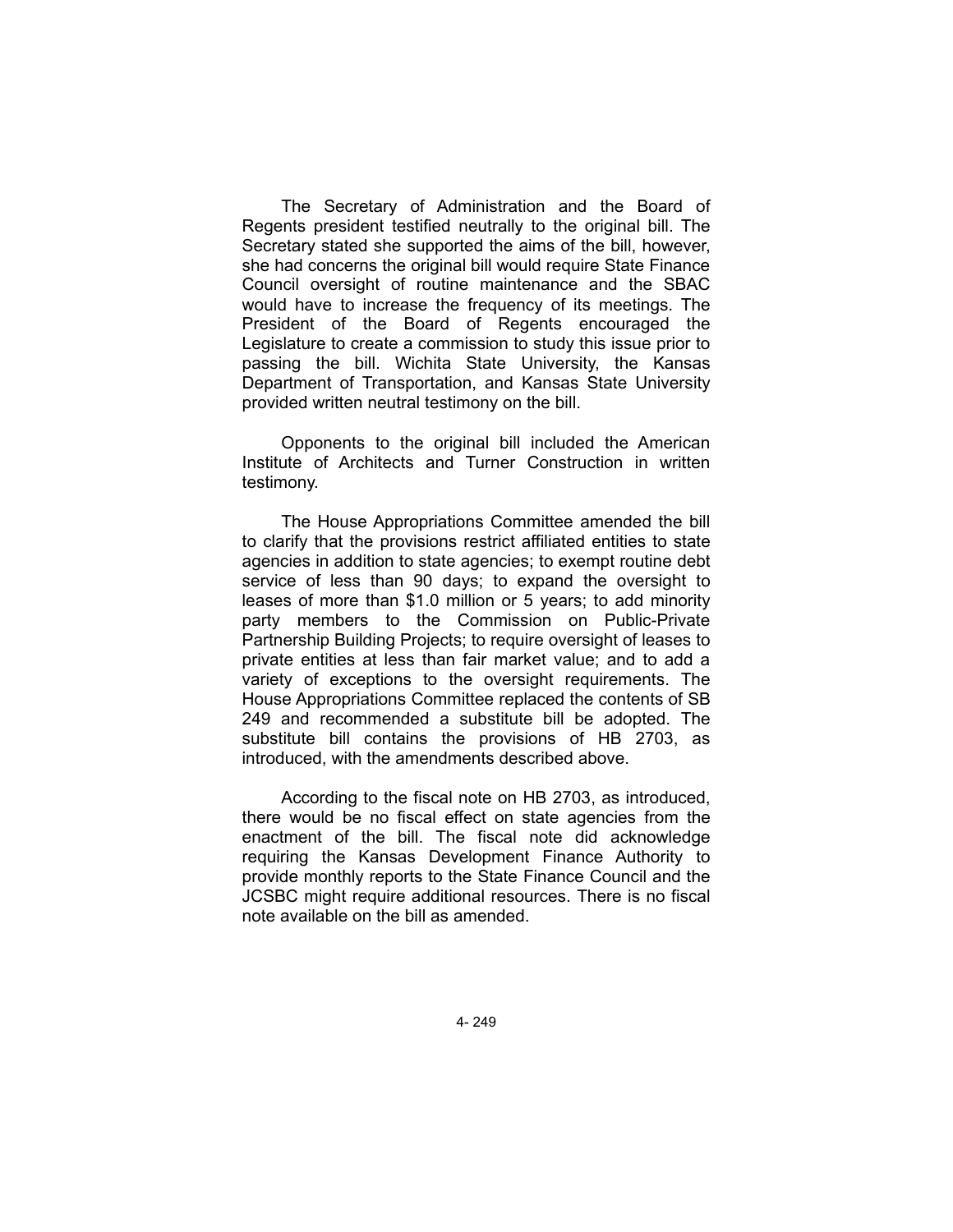The Secretary of Administration and the Board of Regents president testified neutrally to the original bill. The Secretary stated she supported the aims of the bill, however, she had concerns the original bill would require State Finance Council oversight of routine maintenance and the SBAC would have to increase the frequency of its meetings. The President of the Board of Regents encouraged the Legislature to create a commission to study this issue prior to passing the bill. Wichita State University, the Kansas Department of Transportation, and Kansas State University provided written neutral testimony on the bill.

Opponents to the original bill included the American Institute of Architects and Turner Construction in written testimony.

The House Appropriations Committee amended the bill to clarify that the provisions restrict affiliated entities to state agencies in addition to state agencies; to exempt routine debt service of less than 90 days; to expand the oversight to leases of more than $1.0 million or 5 years; to add minority party members to the Commission on Public-Private Partnership Building Projects; to require oversight of leases to private entities at less than fair market value; and to add a variety of exceptions to the oversight requirements. The House Appropriations Committee replaced the contents of SB 249 and recommended a substitute bill be adopted. The substitute bill contains the provisions of HB 2703, as introduced, with the amendments described above.

According to the fiscal note on HB 2703, as introduced, there would be no fiscal effect on state agencies from the enactment of the bill. The fiscal note did acknowledge requiring the Kansas Development Finance Authority to provide monthly reports to the State Finance Council and the JCSBC might require additional resources. There is no fiscal note available on the bill as amended.